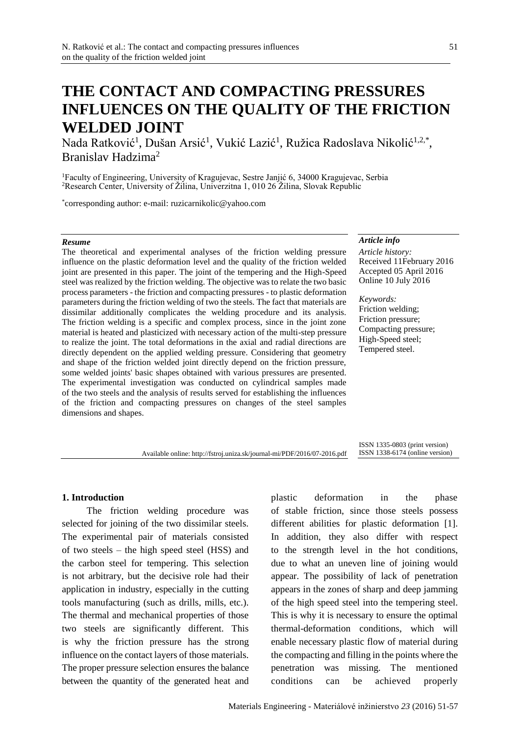# THE CONTACT AND COMPACTING PRESSURES INFLUENCES ON THE QUALITY OF THE FRICTION WELDED JOINT

Nada Ratković[1], Dušan Arsić[1], Vukić Lazić[1], Ružica Radoslava Nikolić[1,2,*], Branislav Hadzima[2]

[1]Faculty of Engineering, University of Kragujevac, Sestre Janjić 6, 34000 Kragujevac, Serbia
[2]Research Center, University of Žilina, Univerzitna 1, 010 26 Žilina, Slovak Republic

[*]corresponding author: e-mail: ruzicarnikolic@yahoo.com

***Resume***

The theoretical and experimental analyses of the friction welding pressure influence on the plastic deformation level and the quality of the friction welded joint are presented in this paper. The joint of the tempering and the High-Speed steel was realized by the friction welding. The objective was to relate the two basic process parameters - the friction and compacting pressures - to plastic deformation parameters during the friction welding of two the steels. The fact that materials are dissimilar additionally complicates the welding procedure and its analysis. The friction welding is a specific and complex process, since in the joint zone material is heated and plasticized with necessary action of the multi-step pressure to realize the joint. The total deformations in the axial and radial directions are directly dependent on the applied welding pressure. Considering that geometry and shape of the friction welded joint directly depend on the friction pressure, some welded joints' basic shapes obtained with various pressures are presented. The experimental investigation was conducted on cylindrical samples made of the two steels and the analysis of results served for establishing the influences of the friction and compacting pressures on changes of the steel samples dimensions and shapes.

***Article info***

*Article history:*
Received 11February 2016
Accepted 05 April 2016
Online 10 July 2016

*Keywords:*
Friction welding;
Friction pressure;
Compacting pressure;
High-Speed steel;
Tempered steel.

Available online: http://fstroj.uniza.sk/journal-mi/PDF/2016/07-2016.pdf

ISSN 1335-0803 (print version)
ISSN 1338-6174 (online version)

## 1. Introduction

The friction welding procedure was selected for joining of the two dissimilar steels. The experimental pair of materials consisted of two steels – the high speed steel (HSS) and the carbon steel for tempering. This selection is not arbitrary, but the decisive role had their application in industry, especially in the cutting tools manufacturing (such as drills, mills, etc.). The thermal and mechanical properties of those two steels are significantly different. This is why the friction pressure has the strong influence on the contact layers of those materials. The proper pressure selection ensures the balance between the quantity of the generated heat and plastic deformation in the phase of stable friction, since those steels possess different abilities for plastic deformation [1]. In addition, they also differ with respect to the strength level in the hot conditions, due to what an uneven line of joining would appear. The possibility of lack of penetration appears in the zones of sharp and deep jamming of the high speed steel into the tempering steel. This is why it is necessary to ensure the optimal thermal-deformation conditions, which will enable necessary plastic flow of material during the compacting and filling in the points where the penetration was missing. The mentioned conditions can be achieved properly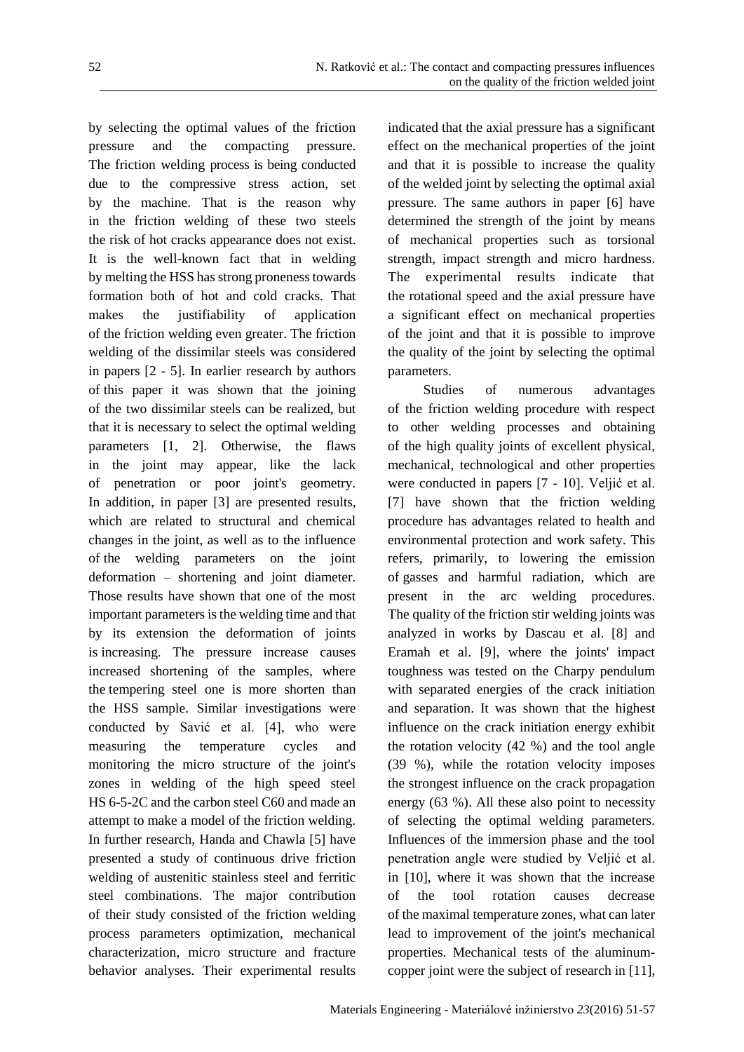by selecting the optimal values of the friction pressure and the compacting pressure. The friction welding process is being conducted due to the compressive stress action, set by the machine. That is the reason why in the friction welding of these two steels the risk of hot cracks appearance does not exist. It is the well-known fact that in welding by melting the HSS has strong proneness towards formation both of hot and cold cracks. That makes the justifiability of application of the friction welding even greater. The friction welding of the dissimilar steels was considered in papers [2 - 5]. In earlier research by authors of this paper it was shown that the joining of the two dissimilar steels can be realized, but that it is necessary to select the optimal welding parameters [1, 2]. Otherwise, the flaws in the joint may appear, like the lack of penetration or poor joint's geometry. In addition, in paper [3] are presented results, which are related to structural and chemical changes in the joint, as well as to the influence of the welding parameters on the joint deformation – shortening and joint diameter. Those results have shown that one of the most important parameters is the welding time and that by its extension the deformation of joints is increasing. The pressure increase causes increased shortening of the samples, where the tempering steel one is more shorten than the HSS sample. Similar investigations were conducted by Savić et al. [4], who were measuring the temperature cycles and monitoring the micro structure of the joint's zones in welding of the high speed steel HS 6-5-2C and the carbon steel C60 and made an attempt to make a model of the friction welding. In further research, Handa and Chawla [5] have presented a study of continuous drive friction welding of austenitic stainless steel and ferritic steel combinations. The major contribution of their study consisted of the friction welding process parameters optimization, mechanical characterization, micro structure and fracture behavior analyses. Their experimental results indicated that the axial pressure has a significant effect on the mechanical properties of the joint and that it is possible to increase the quality of the welded joint by selecting the optimal axial pressure. The same authors in paper [6] have determined the strength of the joint by means of mechanical properties such as torsional strength, impact strength and micro hardness. The experimental results indicate that the rotational speed and the axial pressure have a significant effect on mechanical properties of the joint and that it is possible to improve the quality of the joint by selecting the optimal parameters.

Studies of numerous advantages of the friction welding procedure with respect to other welding processes and obtaining of the high quality joints of excellent physical, mechanical, technological and other properties were conducted in papers [7 - 10]. Veljić et al. [7] have shown that the friction welding procedure has advantages related to health and environmental protection and work safety. This refers, primarily, to lowering the emission of gasses and harmful radiation, which are present in the arc welding procedures. The quality of the friction stir welding joints was analyzed in works by Dascau et al. [8] and Eramah et al. [9], where the joints' impact toughness was tested on the Charpy pendulum with separated energies of the crack initiation and separation. It was shown that the highest influence on the crack initiation energy exhibit the rotation velocity (42 %) and the tool angle (39 %), while the rotation velocity imposes the strongest influence on the crack propagation energy (63 %). All these also point to necessity of selecting the optimal welding parameters. Influences of the immersion phase and the tool penetration angle were studied by Veljić et al. in [10], where it was shown that the increase of the tool rotation causes decrease of the maximal temperature zones, what can later lead to improvement of the joint's mechanical properties. Mechanical tests of the aluminum-copper joint were the subject of research in [11],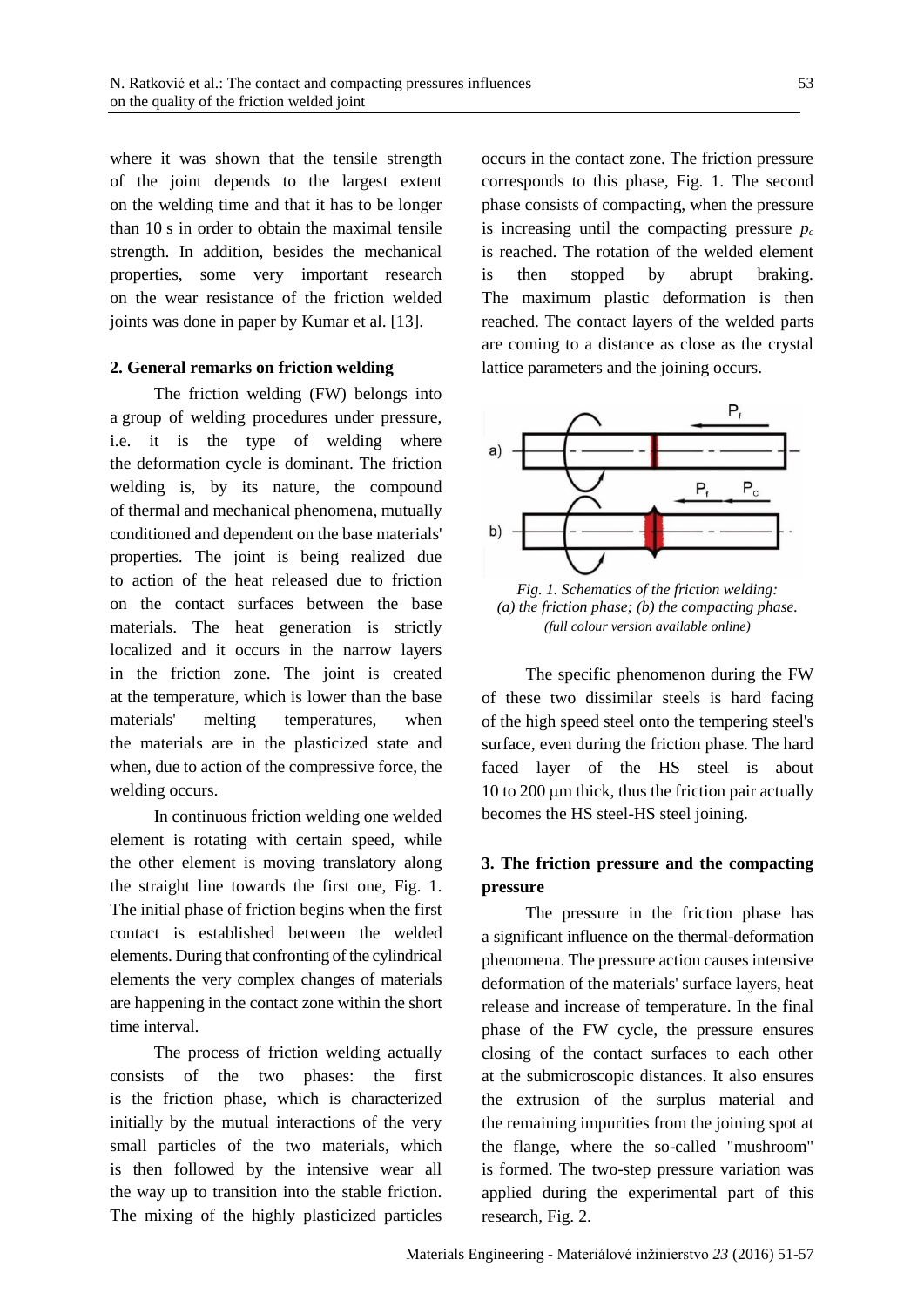where it was shown that the tensile strength of the joint depends to the largest extent on the welding time and that it has to be longer than 10 s in order to obtain the maximal tensile strength. In addition, besides the mechanical properties, some very important research on the wear resistance of the friction welded joints was done in paper by Kumar et al. [13].

## 2. General remarks on friction welding

The friction welding (FW) belongs into a group of welding procedures under pressure, i.e. it is the type of welding where the deformation cycle is dominant. The friction welding is, by its nature, the compound of thermal and mechanical phenomena, mutually conditioned and dependent on the base materials' properties. The joint is being realized due to action of the heat released due to friction on the contact surfaces between the base materials. The heat generation is strictly localized and it occurs in the narrow layers in the friction zone. The joint is created at the temperature, which is lower than the base materials' melting temperatures, when the materials are in the plasticized state and when, due to action of the compressive force, the welding occurs.

In continuous friction welding one welded element is rotating with certain speed, while the other element is moving translatory along the straight line towards the first one, Fig. 1. The initial phase of friction begins when the first contact is established between the welded elements. During that confronting of the cylindrical elements the very complex changes of materials are happening in the contact zone within the short time interval.

The process of friction welding actually consists of the two phases: the first is the friction phase, which is characterized initially by the mutual interactions of the very small particles of the two materials, which is then followed by the intensive wear all the way up to transition into the stable friction. The mixing of the highly plasticized particles occurs in the contact zone. The friction pressure corresponds to this phase, Fig. 1. The second phase consists of compacting, when the pressure is increasing until the compacting pressure $p_c$ is reached. The rotation of the welded element is then stopped by abrupt braking. The maximum plastic deformation is then reached. The contact layers of the welded parts are coming to a distance as close as the crystal lattice parameters and the joining occurs.

a)

$P_f$

b)

$P_f$ $P_c$

*Fig. 1. Schematics of the friction welding: (a) the friction phase; (b) the compacting phase. (full colour version available online)*

The specific phenomenon during the FW of these two dissimilar steels is hard facing of the high speed steel onto the tempering steel's surface, even during the friction phase. The hard faced layer of the HS steel is about 10 to 200 μm thick, thus the friction pair actually becomes the HS steel-HS steel joining.

## 3. The friction pressure and the compacting pressure

The pressure in the friction phase has a significant influence on the thermal-deformation phenomena. The pressure action causes intensive deformation of the materials' surface layers, heat release and increase of temperature. In the final phase of the FW cycle, the pressure ensures closing of the contact surfaces to each other at the submicroscopic distances. It also ensures the extrusion of the surplus material and the remaining impurities from the joining spot at the flange, where the so-called "mushroom" is formed. The two-step pressure variation was applied during the experimental part of this research, Fig. 2.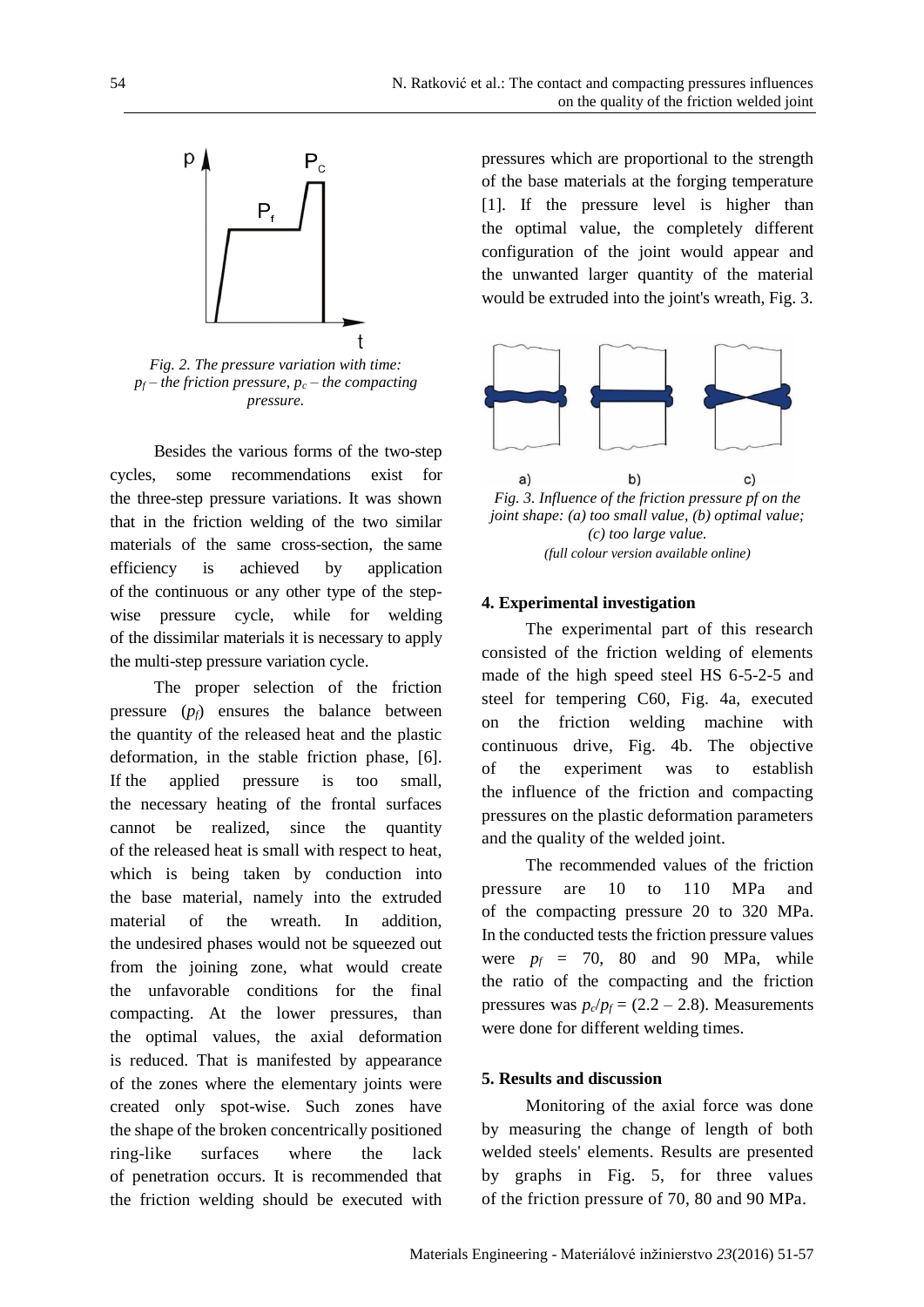*Fig. 2. The pressure variation with time: $p_f$ – the friction pressure, $p_c$ – the compacting pressure.*

Besides the various forms of the two-step cycles, some recommendations exist for the three-step pressure variations. It was shown that in the friction welding of the two similar materials of the same cross-section, the same efficiency is achieved by application of the continuous or any other type of the step-wise pressure cycle, while for welding of the dissimilar materials it is necessary to apply the multi-step pressure variation cycle.

The proper selection of the friction pressure ($p_f$) ensures the balance between the quantity of the released heat and the plastic deformation, in the stable friction phase, [6]. If the applied pressure is too small, the necessary heating of the frontal surfaces cannot be realized, since the quantity of the released heat is small with respect to heat, which is being taken by conduction into the base material, namely into the extruded material of the wreath. In addition, the undesired phases would not be squeezed out from the joining zone, what would create the unfavorable conditions for the final compacting. At the lower pressures, than the optimal values, the axial deformation is reduced. That is manifested by appearance of the zones where the elementary joints were created only spot-wise. Such zones have the shape of the broken concentrically positioned ring-like surfaces where the lack of penetration occurs. It is recommended that the friction welding should be executed with pressures which are proportional to the strength of the base materials at the forging temperature [1]. If the pressure level is higher than the optimal value, the completely different configuration of the joint would appear and the unwanted larger quantity of the material would be extruded into the joint's wreath, Fig. 3.

*Fig. 3. Influence of the friction pressure pf on the joint shape: (a) too small value, (b) optimal value; (c) too large value.*
*(full colour version available online)*

## 4. Experimental investigation

The experimental part of this research consisted of the friction welding of elements made of the high speed steel HS 6-5-2-5 and steel for tempering C60, Fig. 4a, executed on the friction welding machine with continuous drive, Fig. 4b. The objective of the experiment was to establish the influence of the friction and compacting pressures on the plastic deformation parameters and the quality of the welded joint.

The recommended values of the friction pressure are 10 to 110 MPa and of the compacting pressure 20 to 320 MPa. In the conducted tests the friction pressure values were $p_f$ = 70, 80 and 90 MPa, while the ratio of the compacting and the friction pressures was $p_c/p_f$ = (2.2 – 2.8). Measurements were done for different welding times.

## 5. Results and discussion

Monitoring of the axial force was done by measuring the change of length of both welded steels' elements. Results are presented by graphs in Fig. 5, for three values of the friction pressure of 70, 80 and 90 MPa.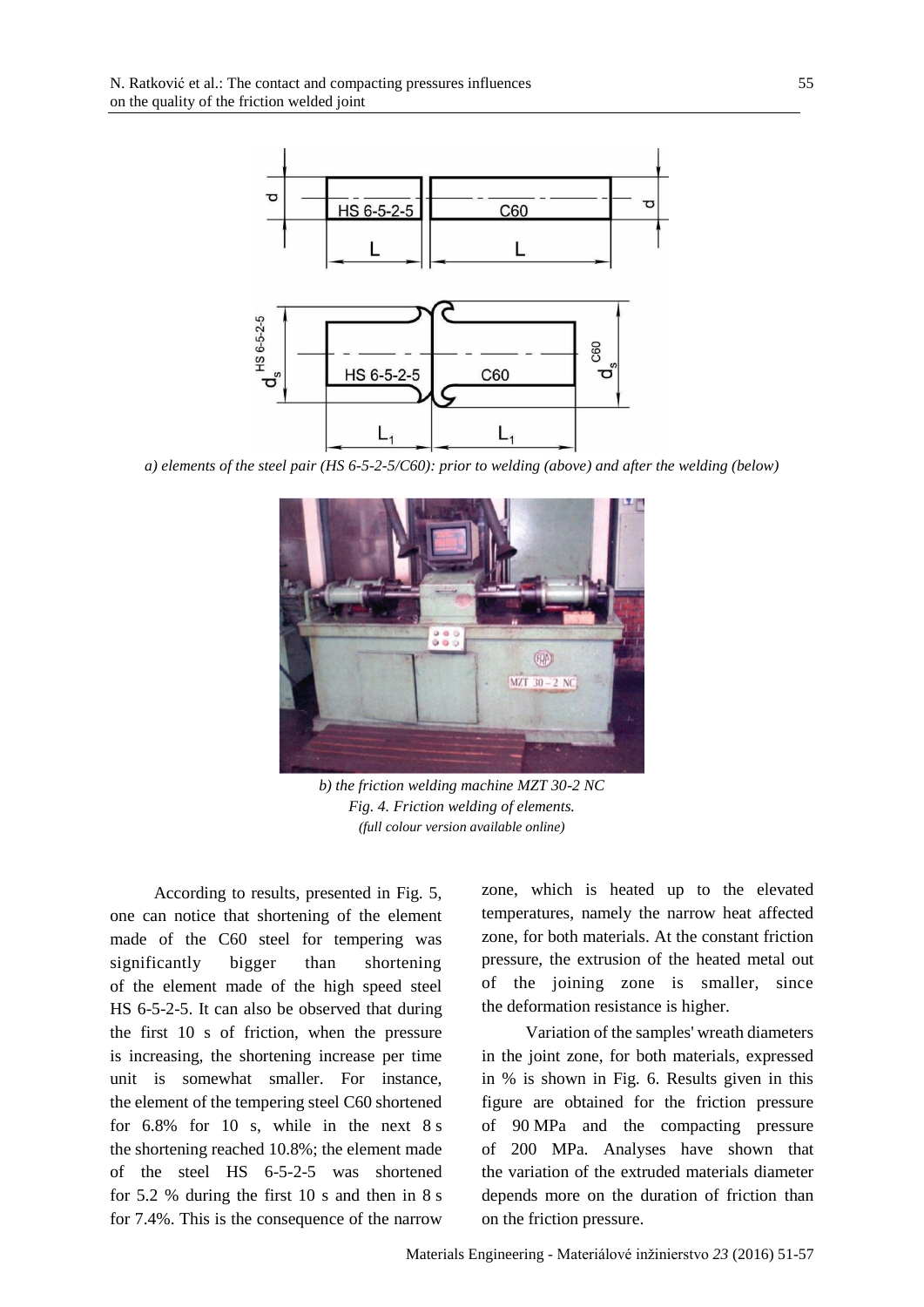HS 6-5-2-5

C60

d

d

L

L

HS 6-5-2-5

C60

$d_s^{HS\ 6\text{-}5\text{-}2\text{-}5}$

$d_s^{C60}$

$L_1$

$L_1$

*a) elements of the steel pair (HS 6-5-2-5/C60): prior to welding (above) and after the welding (below)*

*b) the friction welding machine MZT 30-2 NC*

*Fig. 4. Friction welding of elements.*

*(full colour version available online)*

According to results, presented in Fig. 5, one can notice that shortening of the element made of the C60 steel for tempering was significantly bigger than shortening of the element made of the high speed steel HS 6-5-2-5. It can also be observed that during the first 10 s of friction, when the pressure is increasing, the shortening increase per time unit is somewhat smaller. For instance, the element of the tempering steel C60 shortened for 6.8% for 10 s, while in the next 8 s the shortening reached 10.8%; the element made of the steel HS 6-5-2-5 was shortened for 5.2 % during the first 10 s and then in 8 s for 7.4%. This is the consequence of the narrow zone, which is heated up to the elevated temperatures, namely the narrow heat affected zone, for both materials. At the constant friction pressure, the extrusion of the heated metal out of the joining zone is smaller, since the deformation resistance is higher.

Variation of the samples' wreath diameters in the joint zone, for both materials, expressed in % is shown in Fig. 6. Results given in this figure are obtained for the friction pressure of 90 MPa and the compacting pressure of 200 MPa. Analyses have shown that the variation of the extruded materials diameter depends more on the duration of friction than on the friction pressure.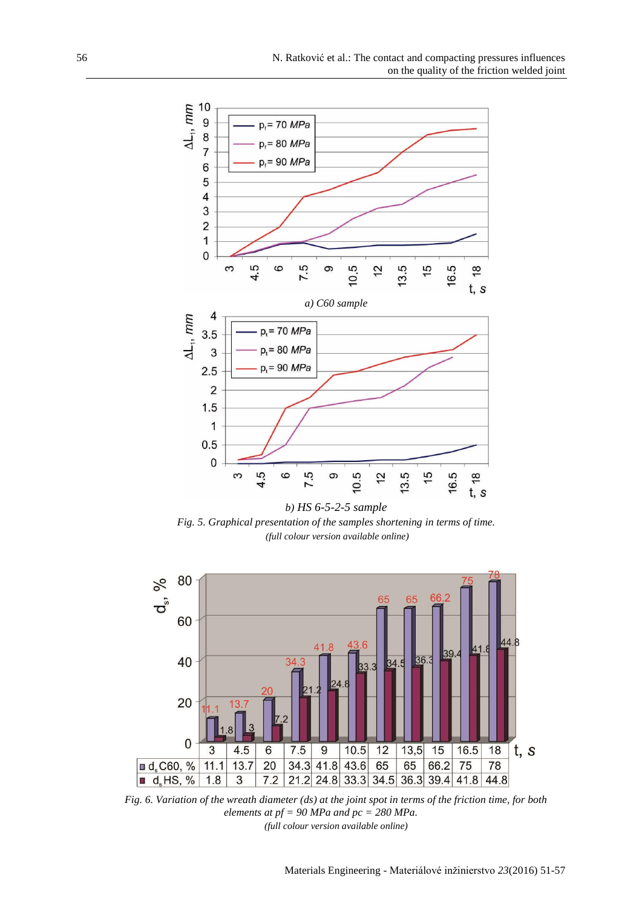ΔL₁, mm

10
9
8
7
6
5
4
3
2
1
0

$p_f$ = 70 MPa
$p_f$ = 80 MPa
$p_f$ = 90 MPa

3 4.5 6 7.5 9 10.5 12 13.5 15 16.5 18 t, s

*a) C60 sample*

ΔL₁, mm

4
3.5
3
2.5
2
1.5
1
0.5
0

$p_t$ = 70 MPa
$p_t$ = 80 MPa
$p_t$ = 90 MPa

3 4.5 6 7.5 9 10.5 12 13.5 15 16.5 18 t, s

*b) HS 6-5-2-5 sample*

*Fig. 5. Graphical presentation of the samples shortening in terms of time.*
*(full colour version available online)*

$d_s$, %

80
60
40
20
0

11.1 13.7 20 34.3 41.8 43.6 65 65 66.2 75 78
1.8 3 7.2 21.2 24.8 33.3 34.5 36.3 39.4 41.8 44.8

t, s: 3 4.5 6 7.5 9 10.5 12 13,5 15 16.5 18
$d_s$ C60, %: 11.1 13.7 20 34.3 41.8 43.6 65 65 66.2 75 78
$d_s$ HS, %: 1.8 3 7.2 21.2 24.8 33.3 34.5 36.3 39.4 41.8 44.8

*Fig. 6. Variation of the wreath diameter (ds) at the joint spot in terms of the friction time, for both elements at pf = 90 MPa and pc = 280 MPa.*
*(full colour version available online)*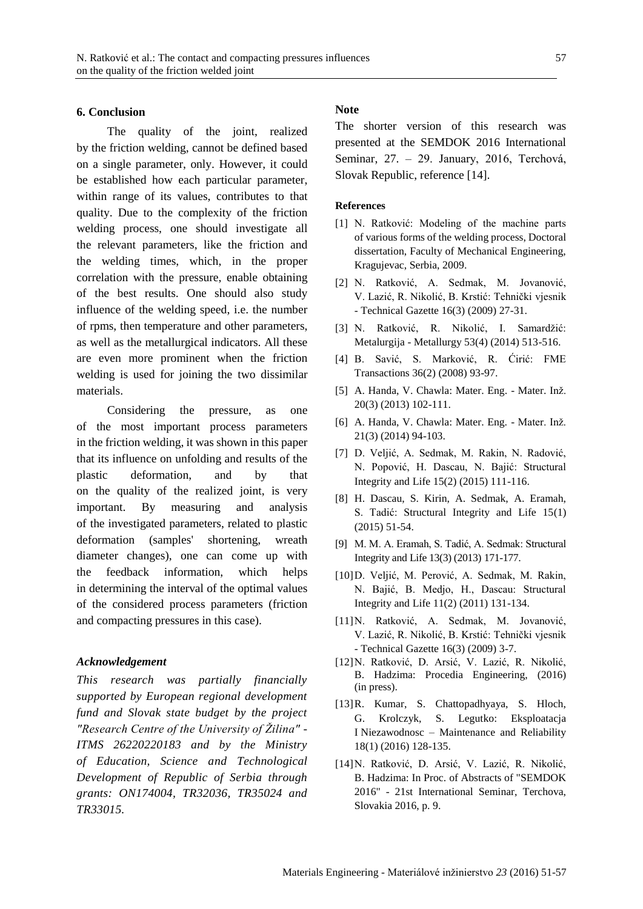## 6. Conclusion

The quality of the joint, realized by the friction welding, cannot be defined based on a single parameter, only. However, it could be established how each particular parameter, within range of its values, contributes to that quality. Due to the complexity of the friction welding process, one should investigate all the relevant parameters, like the friction and the welding times, which, in the proper correlation with the pressure, enable obtaining of the best results. One should also study influence of the welding speed, i.e. the number of rpms, then temperature and other parameters, as well as the metallurgical indicators. All these are even more prominent when the friction welding is used for joining the two dissimilar materials.

Considering the pressure, as one of the most important process parameters in the friction welding, it was shown in this paper that its influence on unfolding and results of the plastic deformation, and by that on the quality of the realized joint, is very important. By measuring and analysis of the investigated parameters, related to plastic deformation (samples' shortening, wreath diameter changes), one can come up with the feedback information, which helps in determining the interval of the optimal values of the considered process parameters (friction and compacting pressures in this case).

### *Acknowledgement*

*This research was partially financially supported by European regional development fund and Slovak state budget by the project "Research Centre of the University of Žilina" - ITMS 26220220183 and by the Ministry of Education, Science and Technological Development of Republic of Serbia through grants: ON174004, TR32036, TR35024 and TR33015.*

### Note

The shorter version of this research was presented at the SEMDOK 2016 International Seminar, 27. – 29. January, 2016, Terchová, Slovak Republic, reference [14].

### References

[1] N. Ratković: Modeling of the machine parts of various forms of the welding process, Doctoral dissertation, Faculty of Mechanical Engineering, Kragujevac, Serbia, 2009.

[2] N. Ratković, A. Sedmak, M. Jovanović, V. Lazić, R. Nikolić, B. Krstić: Tehnički vjesnik - Technical Gazette 16(3) (2009) 27-31.

[3] N. Ratković, R. Nikolić, I. Samardžić: Metalurgija - Metallurgy 53(4) (2014) 513-516.

[4] B. Savić, S. Marković, R. Ćirić: FME Transactions 36(2) (2008) 93-97.

[5] A. Handa, V. Chawla: Mater. Eng. - Mater. Inž. 20(3) (2013) 102-111.

[6] A. Handa, V. Chawla: Mater. Eng. - Mater. Inž. 21(3) (2014) 94-103.

[7] D. Veljić, A. Sedmak, M. Rakin, N. Radović, N. Popović, H. Dascau, N. Bajić: Structural Integrity and Life 15(2) (2015) 111-116.

[8] H. Dascau, S. Kirin, A. Sedmak, A. Eramah, S. Tadić: Structural Integrity and Life 15(1) (2015) 51-54.

[9] M. M. A. Eramah, S. Tadić, A. Sedmak: Structural Integrity and Life 13(3) (2013) 171-177.

[10] D. Veljić, M. Perović, A. Sedmak, M. Rakin, N. Bajić, B. Medjo, H., Dascau: Structural Integrity and Life 11(2) (2011) 131-134.

[11] N. Ratković, A. Sedmak, M. Jovanović, V. Lazić, R. Nikolić, B. Krstić: Tehnički vjesnik - Technical Gazette 16(3) (2009) 3-7.

[12] N. Ratković, D. Arsić, V. Lazić, R. Nikolić, B. Hadzima: Procedia Engineering, (2016) (in press).

[13] R. Kumar, S. Chattopadhyaya, S. Hloch, G. Krolczyk, S. Legutko: Eksploatacja I Niezawodnosc – Maintenance and Reliability 18(1) (2016) 128-135.

[14] N. Ratković, D. Arsić, V. Lazić, R. Nikolić, B. Hadzima: In Proc. of Abstracts of "SEMDOK 2016" - 21st International Seminar, Terchova, Slovakia 2016, p. 9.